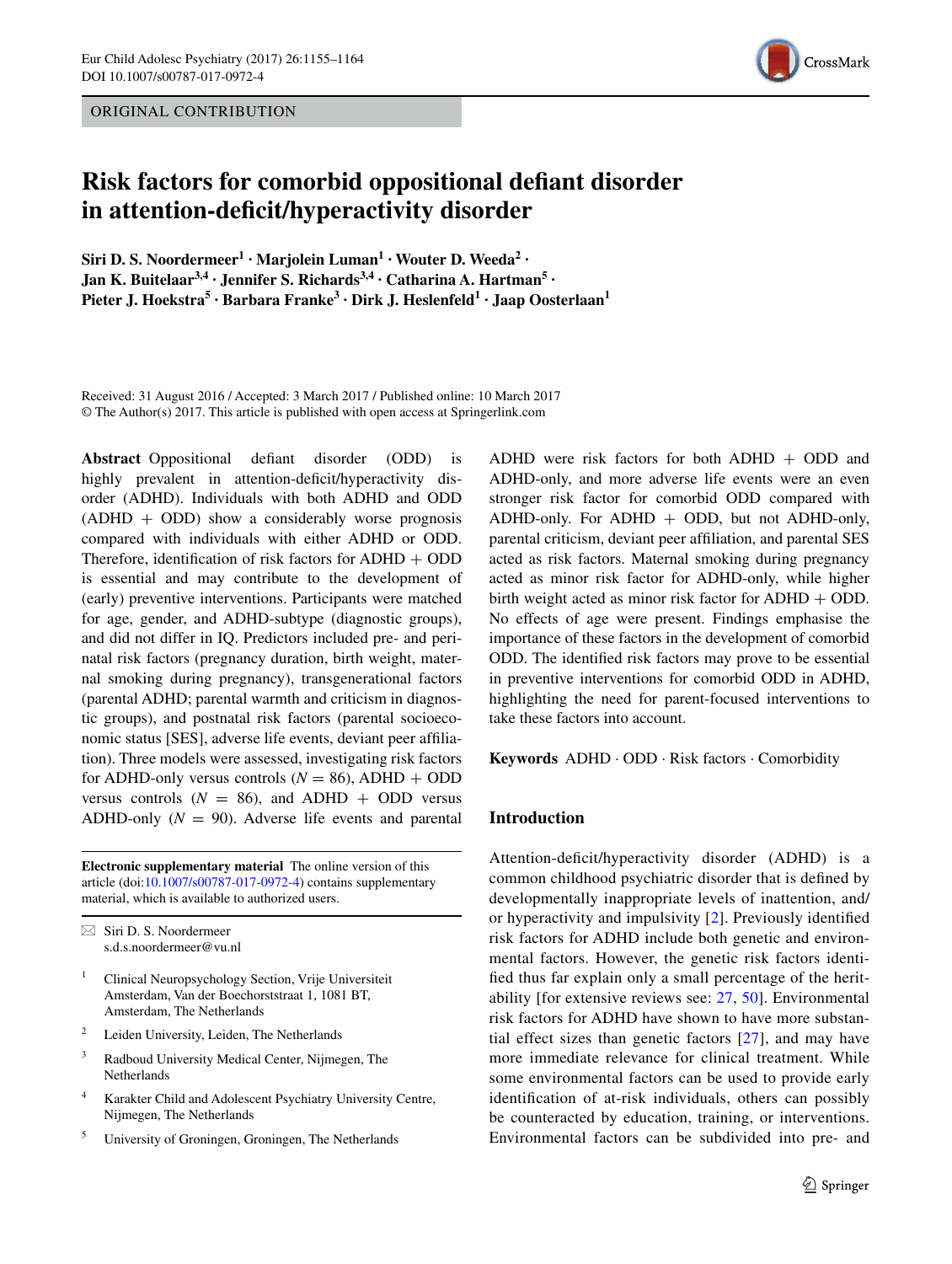ORIGINAL CONTRIBUTION

# Risk factors for comorbid oppositional defiant disorder in attention-deficit/hyperactivity disorder

**Siri D. S. Noordermeer[1] · Marjolein Luman[1] · Wouter D. Weeda[2] · Jan K. Buitelaar[3,4] · Jennifer S. Richards[3,4] · Catharina A. Hartman[5] · Pieter J. Hoekstra[5] · Barbara Franke[3] · Dirk J. Heslenfeld[1] · Jaap Oosterlaan[1]**

Received: 31 August 2016 / Accepted: 3 March 2017 / Published online: 10 March 2017
© The Author(s) 2017. This article is published with open access at Springerlink.com

**Abstract** Oppositional defiant disorder (ODD) is highly prevalent in attention-deficit/hyperactivity disorder (ADHD). Individuals with both ADHD and ODD (ADHD + ODD) show a considerably worse prognosis compared with individuals with either ADHD or ODD. Therefore, identification of risk factors for ADHD + ODD is essential and may contribute to the development of (early) preventive interventions. Participants were matched for age, gender, and ADHD-subtype (diagnostic groups), and did not differ in IQ. Predictors included pre- and perinatal risk factors (pregnancy duration, birth weight, maternal smoking during pregnancy), transgenerational factors (parental ADHD; parental warmth and criticism in diagnostic groups), and postnatal risk factors (parental socioeconomic status [SES], adverse life events, deviant peer affiliation). Three models were assessed, investigating risk factors for ADHD-only versus controls ($N = 86$), ADHD + ODD versus controls ($N = 86$), and ADHD + ODD versus ADHD-only ($N = 90$). Adverse life events and parental ADHD were risk factors for both ADHD + ODD and ADHD-only, and more adverse life events were an even stronger risk factor for comorbid ODD compared with ADHD-only. For ADHD + ODD, but not ADHD-only, parental criticism, deviant peer affiliation, and parental SES acted as risk factors. Maternal smoking during pregnancy acted as minor risk factor for ADHD-only, while higher birth weight acted as minor risk factor for ADHD + ODD. No effects of age were present. Findings emphasise the importance of these factors in the development of comorbid ODD. The identified risk factors may prove to be essential in preventive interventions for comorbid ODD in ADHD, highlighting the need for parent-focused interventions to take these factors into account.

**Keywords** ADHD · ODD · Risk factors · Comorbidity

**Electronic supplementary material** The online version of this article (doi:10.1007/s00787-017-0972-4) contains supplementary material, which is available to authorized users.

✉ Siri D. S. Noordermeer
s.d.s.noordermeer@vu.nl

[1] Clinical Neuropsychology Section, Vrije Universiteit Amsterdam, Van der Boechorststraat 1, 1081 BT, Amsterdam, The Netherlands

[2] Leiden University, Leiden, The Netherlands

[3] Radboud University Medical Center, Nijmegen, The Netherlands

[4] Karakter Child and Adolescent Psychiatry University Centre, Nijmegen, The Netherlands

[5] University of Groningen, Groningen, The Netherlands

## Introduction

Attention-deficit/hyperactivity disorder (ADHD) is a common childhood psychiatric disorder that is defined by developmentally inappropriate levels of inattention, and/or hyperactivity and impulsivity [2]. Previously identified risk factors for ADHD include both genetic and environmental factors. However, the genetic risk factors identified thus far explain only a small percentage of the heritability [for extensive reviews see: 27, 50]. Environmental risk factors for ADHD have shown to have more substantial effect sizes than genetic factors [27], and may have more immediate relevance for clinical treatment. While some environmental factors can be used to provide early identification of at-risk individuals, others can possibly be counteracted by education, training, or interventions. Environmental factors can be subdivided into pre- and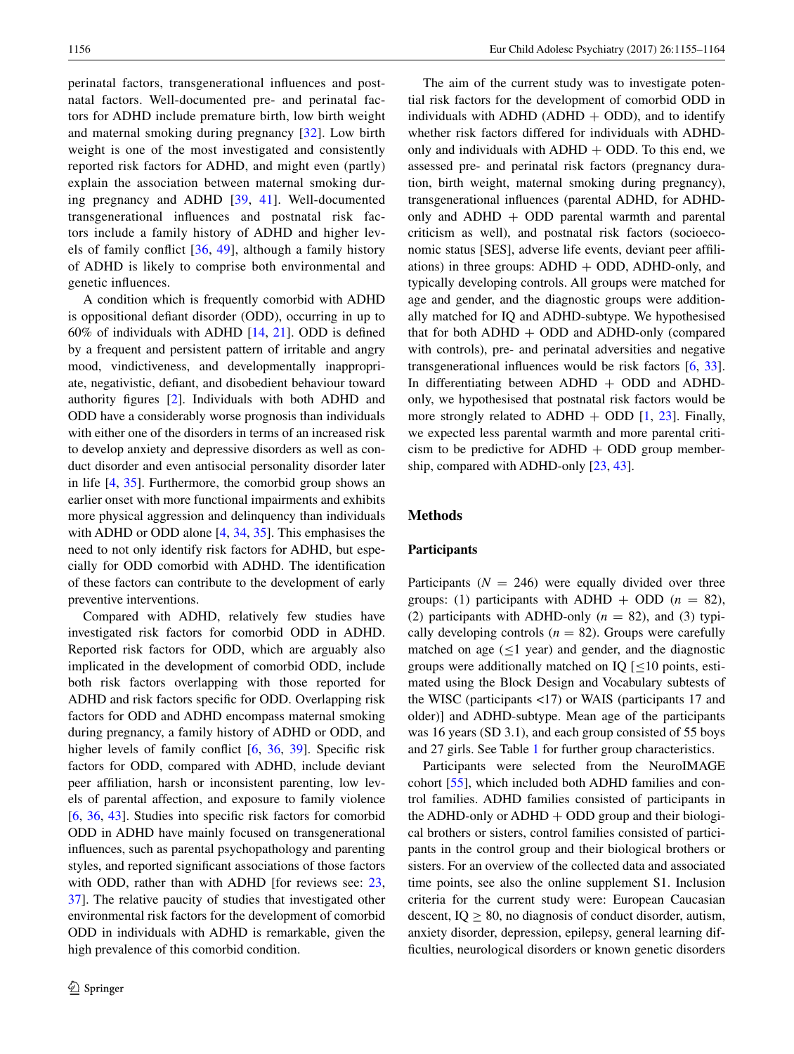perinatal factors, transgenerational influences and postnatal factors. Well-documented pre- and perinatal factors for ADHD include premature birth, low birth weight and maternal smoking during pregnancy [32]. Low birth weight is one of the most investigated and consistently reported risk factors for ADHD, and might even (partly) explain the association between maternal smoking during pregnancy and ADHD [39, 41]. Well-documented transgenerational influences and postnatal risk factors include a family history of ADHD and higher levels of family conflict [36, 49], although a family history of ADHD is likely to comprise both environmental and genetic influences.

A condition which is frequently comorbid with ADHD is oppositional defiant disorder (ODD), occurring in up to 60% of individuals with ADHD [14, 21]. ODD is defined by a frequent and persistent pattern of irritable and angry mood, vindictiveness, and developmentally inappropriate, negativistic, defiant, and disobedient behaviour toward authority figures [2]. Individuals with both ADHD and ODD have a considerably worse prognosis than individuals with either one of the disorders in terms of an increased risk to develop anxiety and depressive disorders as well as conduct disorder and even antisocial personality disorder later in life [4, 35]. Furthermore, the comorbid group shows an earlier onset with more functional impairments and exhibits more physical aggression and delinquency than individuals with ADHD or ODD alone [4, 34, 35]. This emphasises the need to not only identify risk factors for ADHD, but especially for ODD comorbid with ADHD. The identification of these factors can contribute to the development of early preventive interventions.

Compared with ADHD, relatively few studies have investigated risk factors for comorbid ODD in ADHD. Reported risk factors for ODD, which are arguably also implicated in the development of comorbid ODD, include both risk factors overlapping with those reported for ADHD and risk factors specific for ODD. Overlapping risk factors for ODD and ADHD encompass maternal smoking during pregnancy, a family history of ADHD or ODD, and higher levels of family conflict [6, 36, 39]. Specific risk factors for ODD, compared with ADHD, include deviant peer affiliation, harsh or inconsistent parenting, low levels of parental affection, and exposure to family violence [6, 36, 43]. Studies into specific risk factors for comorbid ODD in ADHD have mainly focused on transgenerational influences, such as parental psychopathology and parenting styles, and reported significant associations of those factors with ODD, rather than with ADHD [for reviews see: 23, 37]. The relative paucity of studies that investigated other environmental risk factors for the development of comorbid ODD in individuals with ADHD is remarkable, given the high prevalence of this comorbid condition.

The aim of the current study was to investigate potential risk factors for the development of comorbid ODD in individuals with ADHD (ADHD + ODD), and to identify whether risk factors differed for individuals with ADHD-only and individuals with ADHD + ODD. To this end, we assessed pre- and perinatal risk factors (pregnancy duration, birth weight, maternal smoking during pregnancy), transgenerational influences (parental ADHD, for ADHD-only and ADHD + ODD parental warmth and parental criticism as well), and postnatal risk factors (socioeconomic status [SES], adverse life events, deviant peer affiliations) in three groups: ADHD + ODD, ADHD-only, and typically developing controls. All groups were matched for age and gender, and the diagnostic groups were additionally matched for IQ and ADHD-subtype. We hypothesised that for both ADHD + ODD and ADHD-only (compared with controls), pre- and perinatal adversities and negative transgenerational influences would be risk factors [6, 33]. In differentiating between ADHD + ODD and ADHD-only, we hypothesised that postnatal risk factors would be more strongly related to ADHD + ODD [1, 23]. Finally, we expected less parental warmth and more parental criticism to be predictive for ADHD + ODD group membership, compared with ADHD-only [23, 43].

## Methods

### Participants

Participants ($N = 246$) were equally divided over three groups: (1) participants with ADHD + ODD ($n = 82$), (2) participants with ADHD-only ($n = 82$), and (3) typically developing controls ($n = 82$). Groups were carefully matched on age ($\leq 1$ year) and gender, and the diagnostic groups were additionally matched on IQ [$\leq 10$ points, estimated using the Block Design and Vocabulary subtests of the WISC (participants <17) or WAIS (participants 17 and older)] and ADHD-subtype. Mean age of the participants was 16 years (SD 3.1), and each group consisted of 55 boys and 27 girls. See Table 1 for further group characteristics.

Participants were selected from the NeuroIMAGE cohort [55], which included both ADHD families and control families. ADHD families consisted of participants in the ADHD-only or ADHD + ODD group and their biological brothers or sisters, control families consisted of participants in the control group and their biological brothers or sisters. For an overview of the collected data and associated time points, see also the online supplement S1. Inclusion criteria for the current study were: European Caucasian descent, IQ $\geq 80$, no diagnosis of conduct disorder, autism, anxiety disorder, depression, epilepsy, general learning difficulties, neurological disorders or known genetic disorders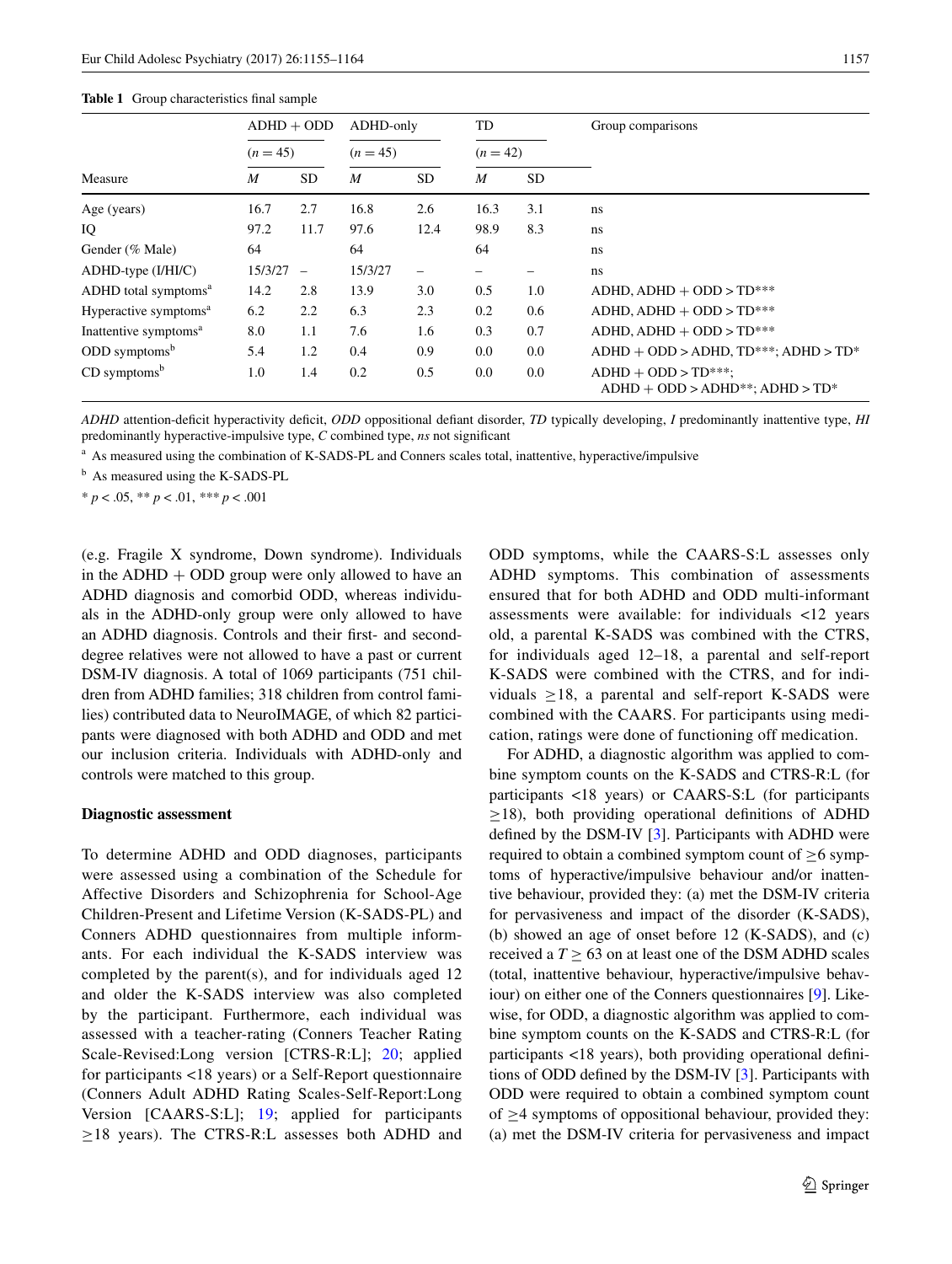**Table 1** Group characteristics final sample

| Measure | ADHD + ODD (n = 45) | | ADHD-only (n = 45) | | TD (n = 42) | | Group comparisons |
|---|---|---|---|---|---|---|---|
| | M | SD | M | SD | M | SD | |
| Age (years) | 16.7 | 2.7 | 16.8 | 2.6 | 16.3 | 3.1 | ns |
| IQ | 97.2 | 11.7 | 97.6 | 12.4 | 98.9 | 8.3 | ns |
| Gender (% Male) | 64 | | 64 | | 64 | | ns |
| ADHD-type (I/HI/C) | 15/3/27 | – | 15/3/27 | – | – | – | ns |
| ADHD total symptoms[a] | 14.2 | 2.8 | 13.9 | 3.0 | 0.5 | 1.0 | ADHD, ADHD + ODD > TD*** |
| Hyperactive symptoms[a] | 6.2 | 2.2 | 6.3 | 2.3 | 0.2 | 0.6 | ADHD, ADHD + ODD > TD*** |
| Inattentive symptoms[a] | 8.0 | 1.1 | 7.6 | 1.6 | 0.3 | 0.7 | ADHD, ADHD + ODD > TD*** |
| ODD symptoms[b] | 5.4 | 1.2 | 0.4 | 0.9 | 0.0 | 0.0 | ADHD + ODD > ADHD, TD***; ADHD > TD* |
| CD symptoms[b] | 1.0 | 1.4 | 0.2 | 0.5 | 0.0 | 0.0 | ADHD + ODD > TD***; ADHD + ODD > ADHD**; ADHD > TD* |

*ADHD* attention-deficit hyperactivity deficit, *ODD* oppositional defiant disorder, *TD* typically developing, *I* predominantly inattentive type, *HI* predominantly hyperactive-impulsive type, *C* combined type, *ns* not significant

[a] As measured using the combination of K-SADS-PL and Conners scales total, inattentive, hyperactive/impulsive

[b] As measured using the K-SADS-PL

* $p < .05$, ** $p < .01$, *** $p < .001$

(e.g. Fragile X syndrome, Down syndrome). Individuals in the ADHD + ODD group were only allowed to have an ADHD diagnosis and comorbid ODD, whereas individuals in the ADHD-only group were only allowed to have an ADHD diagnosis. Controls and their first- and second-degree relatives were not allowed to have a past or current DSM-IV diagnosis. A total of 1069 participants (751 children from ADHD families; 318 children from control families) contributed data to NeuroIMAGE, of which 82 participants were diagnosed with both ADHD and ODD and met our inclusion criteria. Individuals with ADHD-only and controls were matched to this group.

### Diagnostic assessment

To determine ADHD and ODD diagnoses, participants were assessed using a combination of the Schedule for Affective Disorders and Schizophrenia for School-Age Children-Present and Lifetime Version (K-SADS-PL) and Conners ADHD questionnaires from multiple informants. For each individual the K-SADS interview was completed by the parent(s), and for individuals aged 12 and older the K-SADS interview was also completed by the participant. Furthermore, each individual was assessed with a teacher-rating (Conners Teacher Rating Scale-Revised:Long version [CTRS-R:L]; [20]; applied for participants <18 years) or a Self-Report questionnaire (Conners Adult ADHD Rating Scales-Self-Report:Long Version [CAARS-S:L]; [19]; applied for participants ≥18 years). The CTRS-R:L assesses both ADHD and ODD symptoms, while the CAARS-S:L assesses only ADHD symptoms. This combination of assessments ensured that for both ADHD and ODD multi-informant assessments were available: for individuals <12 years old, a parental K-SADS was combined with the CTRS, for individuals aged 12–18, a parental and self-report K-SADS were combined with the CTRS, and for individuals ≥18, a parental and self-report K-SADS were combined with the CAARS. For participants using medication, ratings were done of functioning off medication.

For ADHD, a diagnostic algorithm was applied to combine symptom counts on the K-SADS and CTRS-R:L (for participants <18 years) or CAARS-S:L (for participants ≥18), both providing operational definitions of ADHD defined by the DSM-IV [3]. Participants with ADHD were required to obtain a combined symptom count of ≥6 symptoms of hyperactive/impulsive behaviour and/or inattentive behaviour, provided they: (a) met the DSM-IV criteria for pervasiveness and impact of the disorder (K-SADS), (b) showed an age of onset before 12 (K-SADS), and (c) received a $T \geq 63$ on at least one of the DSM ADHD scales (total, inattentive behaviour, hyperactive/impulsive behaviour) on either one of the Conners questionnaires [9]. Likewise, for ODD, a diagnostic algorithm was applied to combine symptom counts on the K-SADS and CTRS-R:L (for participants <18 years), both providing operational definitions of ODD defined by the DSM-IV [3]. Participants with ODD were required to obtain a combined symptom count of ≥4 symptoms of oppositional behaviour, provided they: (a) met the DSM-IV criteria for pervasiveness and impact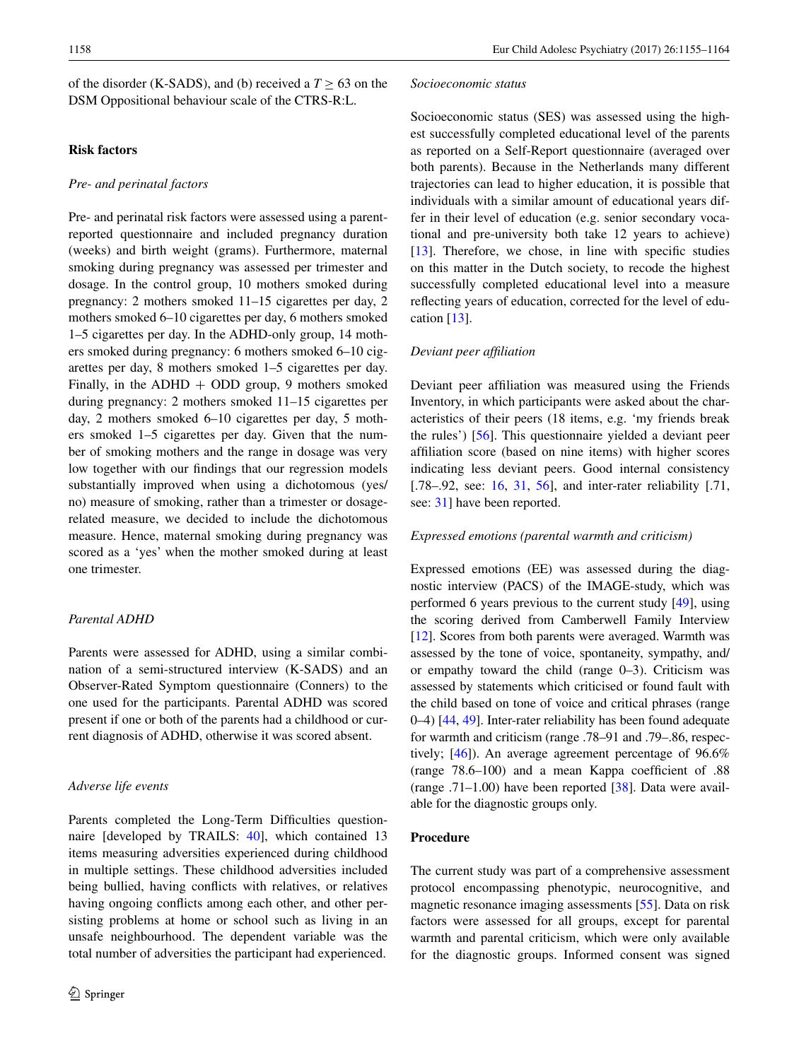of the disorder (K-SADS), and (b) received a $T \geq 63$ on the DSM Oppositional behaviour scale of the CTRS-R:L.

## Risk factors

### *Pre- and perinatal factors*

Pre- and perinatal risk factors were assessed using a parent-reported questionnaire and included pregnancy duration (weeks) and birth weight (grams). Furthermore, maternal smoking during pregnancy was assessed per trimester and dosage. In the control group, 10 mothers smoked during pregnancy: 2 mothers smoked 11–15 cigarettes per day, 2 mothers smoked 6–10 cigarettes per day, 6 mothers smoked 1–5 cigarettes per day. In the ADHD-only group, 14 mothers smoked during pregnancy: 6 mothers smoked 6–10 cigarettes per day, 8 mothers smoked 1–5 cigarettes per day. Finally, in the ADHD + ODD group, 9 mothers smoked during pregnancy: 2 mothers smoked 11–15 cigarettes per day, 2 mothers smoked 6–10 cigarettes per day, 5 mothers smoked 1–5 cigarettes per day. Given that the number of smoking mothers and the range in dosage was very low together with our findings that our regression models substantially improved when using a dichotomous (yes/no) measure of smoking, rather than a trimester or dosage-related measure, we decided to include the dichotomous measure. Hence, maternal smoking during pregnancy was scored as a 'yes' when the mother smoked during at least one trimester.

### *Parental ADHD*

Parents were assessed for ADHD, using a similar combination of a semi-structured interview (K-SADS) and an Observer-Rated Symptom questionnaire (Conners) to the one used for the participants. Parental ADHD was scored present if one or both of the parents had a childhood or current diagnosis of ADHD, otherwise it was scored absent.

### *Adverse life events*

Parents completed the Long-Term Difficulties questionnaire [developed by TRAILS: 40], which contained 13 items measuring adversities experienced during childhood in multiple settings. These childhood adversities included being bullied, having conflicts with relatives, or relatives having ongoing conflicts among each other, and other persisting problems at home or school such as living in an unsafe neighbourhood. The dependent variable was the total number of adversities the participant had experienced.

### *Socioeconomic status*

Socioeconomic status (SES) was assessed using the highest successfully completed educational level of the parents as reported on a Self-Report questionnaire (averaged over both parents). Because in the Netherlands many different trajectories can lead to higher education, it is possible that individuals with a similar amount of educational years differ in their level of education (e.g. senior secondary vocational and pre-university both take 12 years to achieve) [13]. Therefore, we chose, in line with specific studies on this matter in the Dutch society, to recode the highest successfully completed educational level into a measure reflecting years of education, corrected for the level of education [13].

### *Deviant peer affiliation*

Deviant peer affiliation was measured using the Friends Inventory, in which participants were asked about the characteristics of their peers (18 items, e.g. 'my friends break the rules') [56]. This questionnaire yielded a deviant peer affiliation score (based on nine items) with higher scores indicating less deviant peers. Good internal consistency [.78–.92, see: 16, 31, 56], and inter-rater reliability [.71, see: 31] have been reported.

### *Expressed emotions (parental warmth and criticism)*

Expressed emotions (EE) was assessed during the diagnostic interview (PACS) of the IMAGE-study, which was performed 6 years previous to the current study [49], using the scoring derived from Camberwell Family Interview [12]. Scores from both parents were averaged. Warmth was assessed by the tone of voice, spontaneity, sympathy, and/or empathy toward the child (range 0–3). Criticism was assessed by statements which criticised or found fault with the child based on tone of voice and critical phrases (range 0–4) [44, 49]. Inter-rater reliability has been found adequate for warmth and criticism (range .78–91 and .79–.86, respectively; [46]). An average agreement percentage of 96.6% (range 78.6–100) and a mean Kappa coefficient of .88 (range .71–1.00) have been reported [38]. Data were available for the diagnostic groups only.

## Procedure

The current study was part of a comprehensive assessment protocol encompassing phenotypic, neurocognitive, and magnetic resonance imaging assessments [55]. Data on risk factors were assessed for all groups, except for parental warmth and parental criticism, which were only available for the diagnostic groups. Informed consent was signed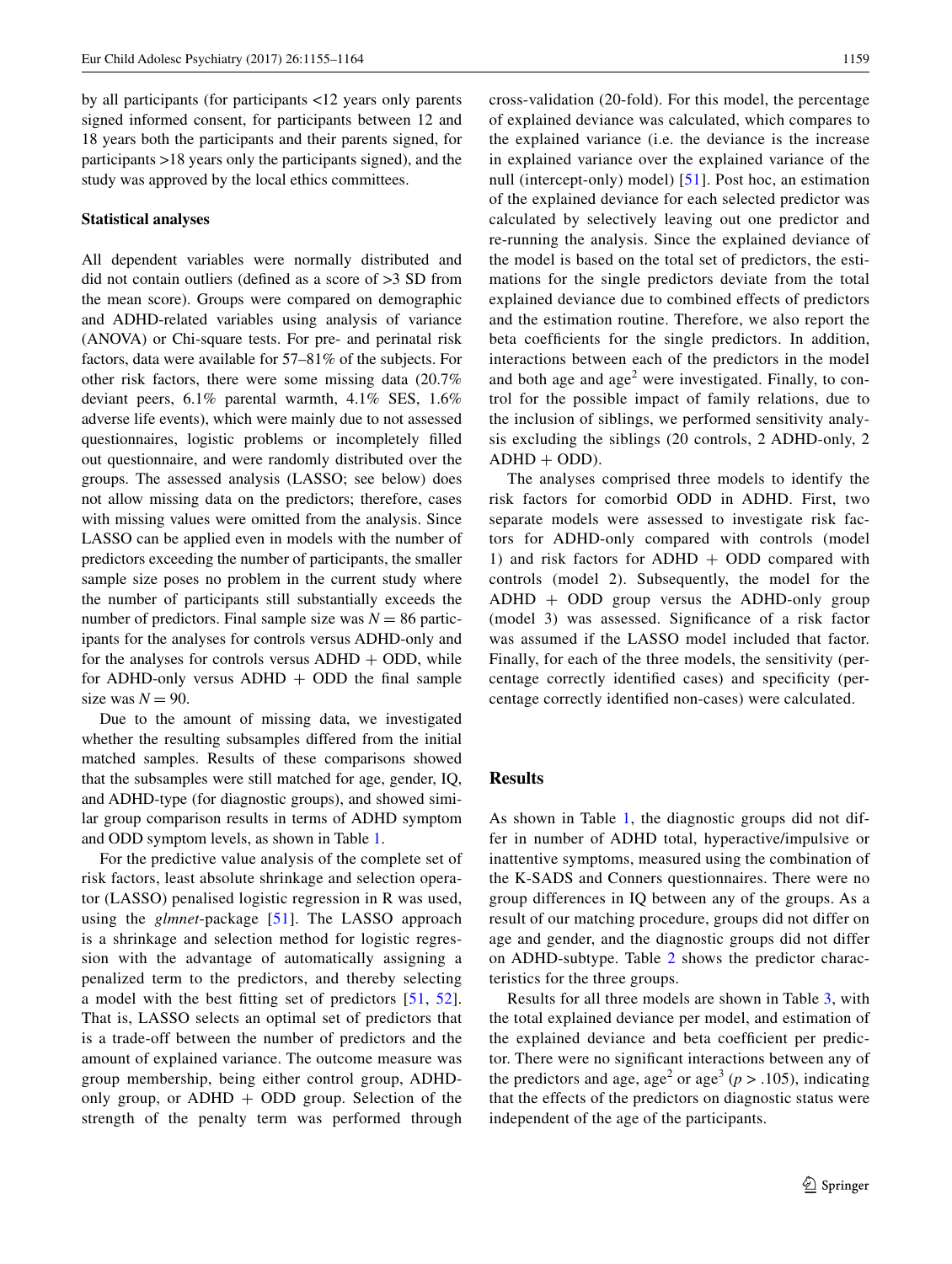by all participants (for participants <12 years only parents signed informed consent, for participants between 12 and 18 years both the participants and their parents signed, for participants >18 years only the participants signed), and the study was approved by the local ethics committees.

### Statistical analyses

All dependent variables were normally distributed and did not contain outliers (defined as a score of >3 SD from the mean score). Groups were compared on demographic and ADHD-related variables using analysis of variance (ANOVA) or Chi-square tests. For pre- and perinatal risk factors, data were available for 57–81% of the subjects. For other risk factors, there were some missing data (20.7% deviant peers, 6.1% parental warmth, 4.1% SES, 1.6% adverse life events), which were mainly due to not assessed questionnaires, logistic problems or incompletely filled out questionnaire, and were randomly distributed over the groups. The assessed analysis (LASSO; see below) does not allow missing data on the predictors; therefore, cases with missing values were omitted from the analysis. Since LASSO can be applied even in models with the number of predictors exceeding the number of participants, the smaller sample size poses no problem in the current study where the number of participants still substantially exceeds the number of predictors. Final sample size was $N = 86$ participants for the analyses for controls versus ADHD-only and for the analyses for controls versus ADHD + ODD, while for ADHD-only versus ADHD + ODD the final sample size was $N = 90$.

Due to the amount of missing data, we investigated whether the resulting subsamples differed from the initial matched samples. Results of these comparisons showed that the subsamples were still matched for age, gender, IQ, and ADHD-type (for diagnostic groups), and showed similar group comparison results in terms of ADHD symptom and ODD symptom levels, as shown in Table 1.

For the predictive value analysis of the complete set of risk factors, least absolute shrinkage and selection operator (LASSO) penalised logistic regression in R was used, using the *glmnet*-package [51]. The LASSO approach is a shrinkage and selection method for logistic regression with the advantage of automatically assigning a penalized term to the predictors, and thereby selecting a model with the best fitting set of predictors [51, 52]. That is, LASSO selects an optimal set of predictors that is a trade-off between the number of predictors and the amount of explained variance. The outcome measure was group membership, being either control group, ADHD-only group, or ADHD + ODD group. Selection of the strength of the penalty term was performed through cross-validation (20-fold). For this model, the percentage of explained deviance was calculated, which compares to the explained variance (i.e. the deviance is the increase in explained variance over the explained variance of the null (intercept-only) model) [51]. Post hoc, an estimation of the explained deviance for each selected predictor was calculated by selectively leaving out one predictor and re-running the analysis. Since the explained deviance of the model is based on the total set of predictors, the estimations for the single predictors deviate from the total explained deviance due to combined effects of predictors and the estimation routine. Therefore, we also report the beta coefficients for the single predictors. In addition, interactions between each of the predictors in the model and both age and age$^2$ were investigated. Finally, to control for the possible impact of family relations, due to the inclusion of siblings, we performed sensitivity analysis excluding the siblings (20 controls, 2 ADHD-only, 2 ADHD + ODD).

The analyses comprised three models to identify the risk factors for comorbid ODD in ADHD. First, two separate models were assessed to investigate risk factors for ADHD-only compared with controls (model 1) and risk factors for ADHD + ODD compared with controls (model 2). Subsequently, the model for the ADHD + ODD group versus the ADHD-only group (model 3) was assessed. Significance of a risk factor was assumed if the LASSO model included that factor. Finally, for each of the three models, the sensitivity (percentage correctly identified cases) and specificity (percentage correctly identified non-cases) were calculated.

## Results

As shown in Table 1, the diagnostic groups did not differ in number of ADHD total, hyperactive/impulsive or inattentive symptoms, measured using the combination of the K-SADS and Conners questionnaires. There were no group differences in IQ between any of the groups. As a result of our matching procedure, groups did not differ on age and gender, and the diagnostic groups did not differ on ADHD-subtype. Table 2 shows the predictor characteristics for the three groups.

Results for all three models are shown in Table 3, with the total explained deviance per model, and estimation of the explained deviance and beta coefficient per predictor. There were no significant interactions between any of the predictors and age, age$^2$ or age$^3$ ($p > .105$), indicating that the effects of the predictors on diagnostic status were independent of the age of the participants.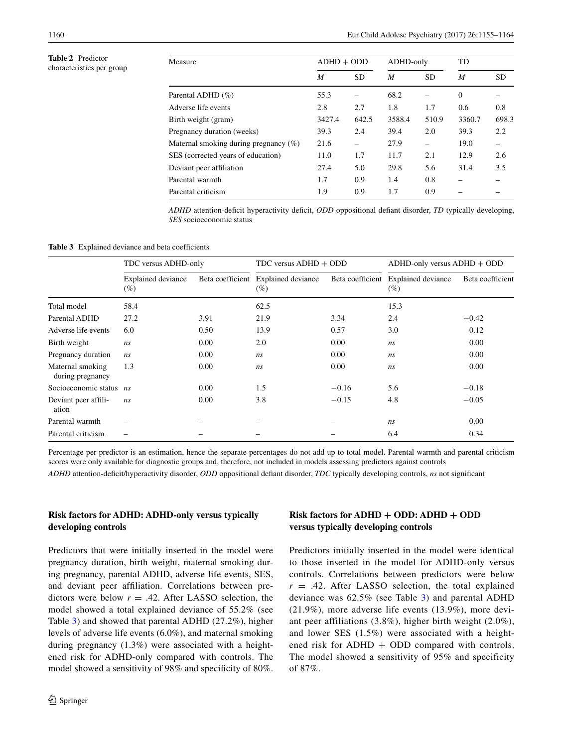**Table 2** Predictor characteristics per group

| Measure | ADHD + ODD | | ADHD-only | | TD | |
|---|---|---|---|---|---|---|
| | *M* | SD | *M* | SD | *M* | SD |
| Parental ADHD (%) | 55.3 | – | 68.2 | – | 0 | – |
| Adverse life events | 2.8 | 2.7 | 1.8 | 1.7 | 0.6 | 0.8 |
| Birth weight (gram) | 3427.4 | 642.5 | 3588.4 | 510.9 | 3360.7 | 698.3 |
| Pregnancy duration (weeks) | 39.3 | 2.4 | 39.4 | 2.0 | 39.3 | 2.2 |
| Maternal smoking during pregnancy (%) | 21.6 | – | 27.9 | – | 19.0 | – |
| SES (corrected years of education) | 11.0 | 1.7 | 11.7 | 2.1 | 12.9 | 2.6 |
| Deviant peer affiliation | 27.4 | 5.0 | 29.8 | 5.6 | 31.4 | 3.5 |
| Parental warmth | 1.7 | 0.9 | 1.4 | 0.8 | – | – |
| Parental criticism | 1.9 | 0.9 | 1.7 | 0.9 | – | – |

*ADHD* attention-deficit hyperactivity deficit, *ODD* oppositional defiant disorder, *TD* typically developing, *SES* socioeconomic status

**Table 3** Explained deviance and beta coefficients

| | TDC versus ADHD-only | | TDC versus ADHD + ODD | | ADHD-only versus ADHD + ODD | |
|---|---|---|---|---|---|---|
| | Explained deviance (%) | Beta coefficient | Explained deviance (%) | Beta coefficient | Explained deviance (%) | Beta coefficient |
| Total model | 58.4 | | 62.5 | | 15.3 | |
| Parental ADHD | 27.2 | 3.91 | 21.9 | 3.34 | 2.4 | −0.42 |
| Adverse life events | 6.0 | 0.50 | 13.9 | 0.57 | 3.0 | 0.12 |
| Birth weight | *ns* | 0.00 | 2.0 | 0.00 | *ns* | 0.00 |
| Pregnancy duration | *ns* | 0.00 | *ns* | 0.00 | *ns* | 0.00 |
| Maternal smoking during pregnancy | 1.3 | 0.00 | *ns* | 0.00 | *ns* | 0.00 |
| Socioeconomic status | *ns* | 0.00 | 1.5 | −0.16 | 5.6 | −0.18 |
| Deviant peer affiliation | *ns* | 0.00 | 3.8 | −0.15 | 4.8 | −0.05 |
| Parental warmth | – | – | – | – | *ns* | 0.00 |
| Parental criticism | – | – | – | – | 6.4 | 0.34 |

Percentage per predictor is an estimation, hence the separate percentages do not add up to total model. Parental warmth and parental criticism scores were only available for diagnostic groups and, therefore, not included in models assessing predictors against controls

*ADHD* attention-deficit/hyperactivity disorder, *ODD* oppositional defiant disorder, *TDC* typically developing controls, *ns* not significant

### Risk factors for ADHD: ADHD-only versus typically developing controls

Predictors that were initially inserted in the model were pregnancy duration, birth weight, maternal smoking during pregnancy, parental ADHD, adverse life events, SES, and deviant peer affiliation. Correlations between predictors were below $r = .42$. After LASSO selection, the model showed a total explained deviance of 55.2% (see Table 3) and showed that parental ADHD (27.2%), higher levels of adverse life events (6.0%), and maternal smoking during pregnancy (1.3%) were associated with a heightened risk for ADHD-only compared with controls. The model showed a sensitivity of 98% and specificity of 80%.

### Risk factors for ADHD + ODD: ADHD + ODD versus typically developing controls

Predictors initially inserted in the model were identical to those inserted in the model for ADHD-only versus controls. Correlations between predictors were below $r = .42$. After LASSO selection, the total explained deviance was 62.5% (see Table 3) and parental ADHD (21.9%), more adverse life events (13.9%), more deviant peer affiliations (3.8%), higher birth weight (2.0%), and lower SES (1.5%) were associated with a heightened risk for ADHD + ODD compared with controls. The model showed a sensitivity of 95% and specificity of 87%.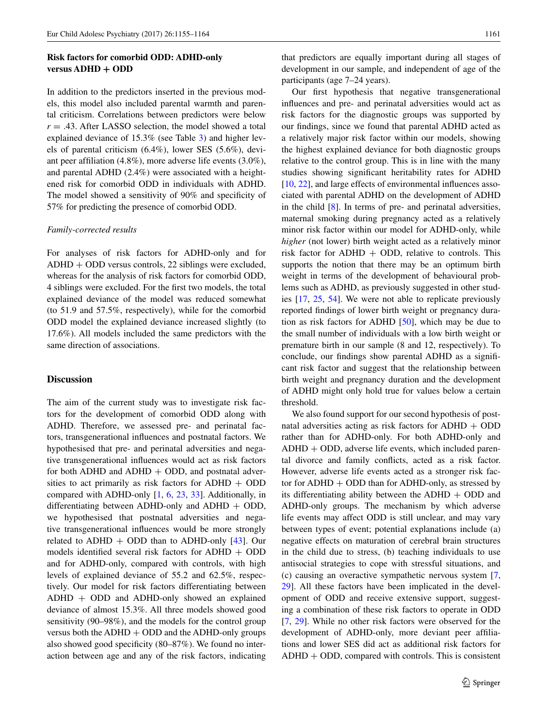### Risk factors for comorbid ODD: ADHD-only versus ADHD + ODD

In addition to the predictors inserted in the previous models, this model also included parental warmth and parental criticism. Correlations between predictors were below $r = .43$. After LASSO selection, the model showed a total explained deviance of 15.3% (see Table 3) and higher levels of parental criticism (6.4%), lower SES (5.6%), deviant peer affiliation (4.8%), more adverse life events (3.0%), and parental ADHD (2.4%) were associated with a heightened risk for comorbid ODD in individuals with ADHD. The model showed a sensitivity of 90% and specificity of 57% for predicting the presence of comorbid ODD.

*Family-corrected results*

For analyses of risk factors for ADHD-only and for ADHD + ODD versus controls, 22 siblings were excluded, whereas for the analysis of risk factors for comorbid ODD, 4 siblings were excluded. For the first two models, the total explained deviance of the model was reduced somewhat (to 51.9 and 57.5%, respectively), while for the comorbid ODD model the explained deviance increased slightly (to 17.6%). All models included the same predictors with the same direction of associations.

## Discussion

The aim of the current study was to investigate risk factors for the development of comorbid ODD along with ADHD. Therefore, we assessed pre- and perinatal factors, transgenerational influences and postnatal factors. We hypothesised that pre- and perinatal adversities and negative transgenerational influences would act as risk factors for both ADHD and ADHD + ODD, and postnatal adversities to act primarily as risk factors for ADHD + ODD compared with ADHD-only [1, 6, 23, 33]. Additionally, in differentiating between ADHD-only and ADHD + ODD, we hypothesised that postnatal adversities and negative transgenerational influences would be more strongly related to ADHD + ODD than to ADHD-only [43]. Our models identified several risk factors for ADHD + ODD and for ADHD-only, compared with controls, with high levels of explained deviance of 55.2 and 62.5%, respectively. Our model for risk factors differentiating between ADHD + ODD and ADHD-only showed an explained deviance of almost 15.3%. All three models showed good sensitivity (90–98%), and the models for the control group versus both the ADHD + ODD and the ADHD-only groups also showed good specificity (80–87%). We found no interaction between age and any of the risk factors, indicating that predictors are equally important during all stages of development in our sample, and independent of age of the participants (age 7–24 years).

Our first hypothesis that negative transgenerational influences and pre- and perinatal adversities would act as risk factors for the diagnostic groups was supported by our findings, since we found that parental ADHD acted as a relatively major risk factor within our models, showing the highest explained deviance for both diagnostic groups relative to the control group. This is in line with the many studies showing significant heritability rates for ADHD [10, 22], and large effects of environmental influences associated with parental ADHD on the development of ADHD in the child [8]. In terms of pre- and perinatal adversities, maternal smoking during pregnancy acted as a relatively minor risk factor within our model for ADHD-only, while *higher* (not lower) birth weight acted as a relatively minor risk factor for ADHD + ODD, relative to controls. This supports the notion that there may be an optimum birth weight in terms of the development of behavioural problems such as ADHD, as previously suggested in other studies [17, 25, 54]. We were not able to replicate previously reported findings of lower birth weight or pregnancy duration as risk factors for ADHD [50], which may be due to the small number of individuals with a low birth weight or premature birth in our sample (8 and 12, respectively). To conclude, our findings show parental ADHD as a significant risk factor and suggest that the relationship between birth weight and pregnancy duration and the development of ADHD might only hold true for values below a certain threshold.

We also found support for our second hypothesis of postnatal adversities acting as risk factors for ADHD + ODD rather than for ADHD-only. For both ADHD-only and ADHD + ODD, adverse life events, which included parental divorce and family conflicts, acted as a risk factor. However, adverse life events acted as a stronger risk factor for ADHD + ODD than for ADHD-only, as stressed by its differentiating ability between the ADHD + ODD and ADHD-only groups. The mechanism by which adverse life events may affect ODD is still unclear, and may vary between types of event; potential explanations include (a) negative effects on maturation of cerebral brain structures in the child due to stress, (b) teaching individuals to use antisocial strategies to cope with stressful situations, and (c) causing an overactive sympathetic nervous system [7, 29]. All these factors have been implicated in the development of ODD and receive extensive support, suggesting a combination of these risk factors to operate in ODD [7, 29]. While no other risk factors were observed for the development of ADHD-only, more deviant peer affiliations and lower SES did act as additional risk factors for ADHD + ODD, compared with controls. This is consistent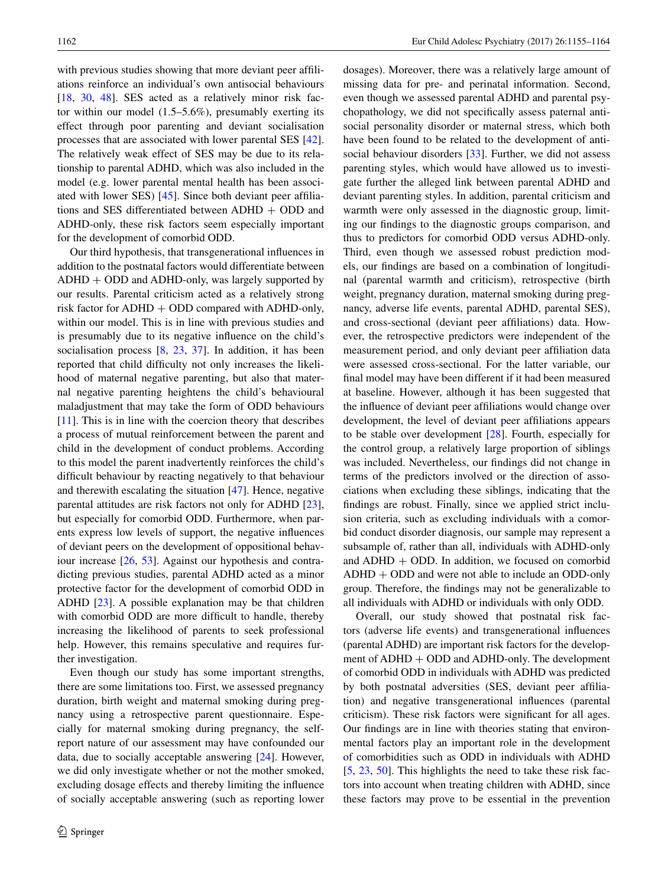with previous studies showing that more deviant peer affiliations reinforce an individual's own antisocial behaviours [18, 30, 48]. SES acted as a relatively minor risk factor within our model (1.5–5.6%), presumably exerting its effect through poor parenting and deviant socialisation processes that are associated with lower parental SES [42]. The relatively weak effect of SES may be due to its relationship to parental ADHD, which was also included in the model (e.g. lower parental mental health has been associated with lower SES) [45]. Since both deviant peer affiliations and SES differentiated between ADHD + ODD and ADHD-only, these risk factors seem especially important for the development of comorbid ODD.

Our third hypothesis, that transgenerational influences in addition to the postnatal factors would differentiate between ADHD + ODD and ADHD-only, was largely supported by our results. Parental criticism acted as a relatively strong risk factor for ADHD + ODD compared with ADHD-only, within our model. This is in line with previous studies and is presumably due to its negative influence on the child's socialisation process [8, 23, 37]. In addition, it has been reported that child difficulty not only increases the likelihood of maternal negative parenting, but also that maternal negative parenting heightens the child's behavioural maladjustment that may take the form of ODD behaviours [11]. This is in line with the coercion theory that describes a process of mutual reinforcement between the parent and child in the development of conduct problems. According to this model the parent inadvertently reinforces the child's difficult behaviour by reacting negatively to that behaviour and therewith escalating the situation [47]. Hence, negative parental attitudes are risk factors not only for ADHD [23], but especially for comorbid ODD. Furthermore, when parents express low levels of support, the negative influences of deviant peers on the development of oppositional behaviour increase [26, 53]. Against our hypothesis and contradicting previous studies, parental ADHD acted as a minor protective factor for the development of comorbid ODD in ADHD [23]. A possible explanation may be that children with comorbid ODD are more difficult to handle, thereby increasing the likelihood of parents to seek professional help. However, this remains speculative and requires further investigation.

Even though our study has some important strengths, there are some limitations too. First, we assessed pregnancy duration, birth weight and maternal smoking during pregnancy using a retrospective parent questionnaire. Especially for maternal smoking during pregnancy, the self-report nature of our assessment may have confounded our data, due to socially acceptable answering [24]. However, we did only investigate whether or not the mother smoked, excluding dosage effects and thereby limiting the influence of socially acceptable answering (such as reporting lower dosages). Moreover, there was a relatively large amount of missing data for pre- and perinatal information. Second, even though we assessed parental ADHD and parental psychopathology, we did not specifically assess paternal antisocial personality disorder or maternal stress, which both have been found to be related to the development of antisocial behaviour disorders [33]. Further, we did not assess parenting styles, which would have allowed us to investigate further the alleged link between parental ADHD and deviant parenting styles. In addition, parental criticism and warmth were only assessed in the diagnostic group, limiting our findings to the diagnostic groups comparison, and thus to predictors for comorbid ODD versus ADHD-only. Third, even though we assessed robust prediction models, our findings are based on a combination of longitudinal (parental warmth and criticism), retrospective (birth weight, pregnancy duration, maternal smoking during pregnancy, adverse life events, parental ADHD, parental SES), and cross-sectional (deviant peer affiliations) data. However, the retrospective predictors were independent of the measurement period, and only deviant peer affiliation data were assessed cross-sectional. For the latter variable, our final model may have been different if it had been measured at baseline. However, although it has been suggested that the influence of deviant peer affiliations would change over development, the level of deviant peer affiliations appears to be stable over development [28]. Fourth, especially for the control group, a relatively large proportion of siblings was included. Nevertheless, our findings did not change in terms of the predictors involved or the direction of associations when excluding these siblings, indicating that the findings are robust. Finally, since we applied strict inclusion criteria, such as excluding individuals with a comorbid conduct disorder diagnosis, our sample may represent a subsample of, rather than all, individuals with ADHD-only and ADHD + ODD. In addition, we focused on comorbid ADHD + ODD and were not able to include an ODD-only group. Therefore, the findings may not be generalizable to all individuals with ADHD or individuals with only ODD.

Overall, our study showed that postnatal risk factors (adverse life events) and transgenerational influences (parental ADHD) are important risk factors for the development of ADHD + ODD and ADHD-only. The development of comorbid ODD in individuals with ADHD was predicted by both postnatal adversities (SES, deviant peer affiliation) and negative transgenerational influences (parental criticism). These risk factors were significant for all ages. Our findings are in line with theories stating that environmental factors play an important role in the development of comorbidities such as ODD in individuals with ADHD [5, 23, 50]. This highlights the need to take these risk factors into account when treating children with ADHD, since these factors may prove to be essential in the prevention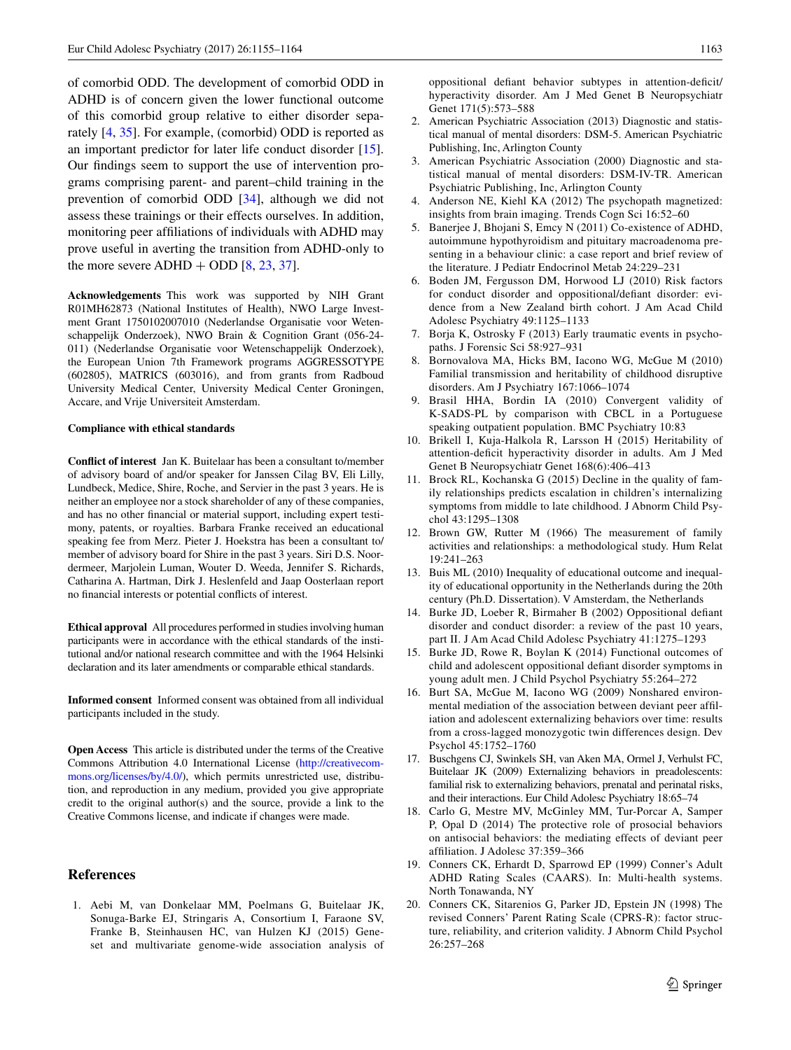of comorbid ODD. The development of comorbid ODD in ADHD is of concern given the lower functional outcome of this comorbid group relative to either disorder separately [4, 35]. For example, (comorbid) ODD is reported as an important predictor for later life conduct disorder [15]. Our findings seem to support the use of intervention programs comprising parent- and parent–child training in the prevention of comorbid ODD [34], although we did not assess these trainings or their effects ourselves. In addition, monitoring peer affiliations of individuals with ADHD may prove useful in averting the transition from ADHD-only to the more severe ADHD + ODD [8, 23, 37].

**Acknowledgements** This work was supported by NIH Grant R01MH62873 (National Institutes of Health), NWO Large Investment Grant 1750102007010 (Nederlandse Organisatie voor Wetenschappelijk Onderzoek), NWO Brain & Cognition Grant (056-24-011) (Nederlandse Organisatie voor Wetenschappelijk Onderzoek), the European Union 7th Framework programs AGGRESSOTYPE (602805), MATRICS (603016), and from grants from Radboud University Medical Center, University Medical Center Groningen, Accare, and Vrije Universiteit Amsterdam.

**Compliance with ethical standards**

**Conflict of interest** Jan K. Buitelaar has been a consultant to/member of advisory board of and/or speaker for Janssen Cilag BV, Eli Lilly, Lundbeck, Medice, Shire, Roche, and Servier in the past 3 years. He is neither an employee nor a stock shareholder of any of these companies, and has no other financial or material support, including expert testimony, patents, or royalties. Barbara Franke received an educational speaking fee from Merz. Pieter J. Hoekstra has been a consultant to/member of advisory board for Shire in the past 3 years. Siri D.S. Noordermeer, Marjolein Luman, Wouter D. Weeda, Jennifer S. Richards, Catharina A. Hartman, Dirk J. Heslenfeld and Jaap Oosterlaan report no financial interests or potential conflicts of interest.

**Ethical approval** All procedures performed in studies involving human participants were in accordance with the ethical standards of the institutional and/or national research committee and with the 1964 Helsinki declaration and its later amendments or comparable ethical standards.

**Informed consent** Informed consent was obtained from all individual participants included in the study.

**Open Access** This article is distributed under the terms of the Creative Commons Attribution 4.0 International License (http://creativecommons.org/licenses/by/4.0/), which permits unrestricted use, distribution, and reproduction in any medium, provided you give appropriate credit to the original author(s) and the source, provide a link to the Creative Commons license, and indicate if changes were made.

## References

1. Aebi M, van Donkelaar MM, Poelmans G, Buitelaar JK, Sonuga-Barke EJ, Stringaris A, Consortium I, Faraone SV, Franke B, Steinhausen HC, van Hulzen KJ (2015) Gene-set and multivariate genome-wide association analysis of oppositional defiant behavior subtypes in attention-deficit/hyperactivity disorder. Am J Med Genet B Neuropsychiatr Genet 171(5):573–588
2. American Psychiatric Association (2013) Diagnostic and statistical manual of mental disorders: DSM-5. American Psychiatric Publishing, Inc, Arlington County
3. American Psychiatric Association (2000) Diagnostic and statistical manual of mental disorders: DSM-IV-TR. American Psychiatric Publishing, Inc, Arlington County
4. Anderson NE, Kiehl KA (2012) The psychopath magnetized: insights from brain imaging. Trends Cogn Sci 16:52–60
5. Banerjee J, Bhojani S, Emcy N (2011) Co-existence of ADHD, autoimmune hypothyroidism and pituitary macroadenoma presenting in a behaviour clinic: a case report and brief review of the literature. J Pediatr Endocrinol Metab 24:229–231
6. Boden JM, Fergusson DM, Horwood LJ (2010) Risk factors for conduct disorder and oppositional/defiant disorder: evidence from a New Zealand birth cohort. J Am Acad Child Adolesc Psychiatry 49:1125–1133
7. Borja K, Ostrosky F (2013) Early traumatic events in psychopaths. J Forensic Sci 58:927–931
8. Bornovalova MA, Hicks BM, Iacono WG, McGue M (2010) Familial transmission and heritability of childhood disruptive disorders. Am J Psychiatry 167:1066–1074
9. Brasil HHA, Bordin IA (2010) Convergent validity of K-SADS-PL by comparison with CBCL in a Portuguese speaking outpatient population. BMC Psychiatry 10:83
10. Brikell I, Kuja-Halkola R, Larsson H (2015) Heritability of attention-deficit hyperactivity disorder in adults. Am J Med Genet B Neuropsychiatr Genet 168(6):406–413
11. Brock RL, Kochanska G (2015) Decline in the quality of family relationships predicts escalation in children's internalizing symptoms from middle to late childhood. J Abnorm Child Psychol 43:1295–1308
12. Brown GW, Rutter M (1966) The measurement of family activities and relationships: a methodological study. Hum Relat 19:241–263
13. Buis ML (2010) Inequality of educational outcome and inequality of educational opportunity in the Netherlands during the 20th century (Ph.D. Dissertation). V Amsterdam, the Netherlands
14. Burke JD, Loeber R, Birmaher B (2002) Oppositional defiant disorder and conduct disorder: a review of the past 10 years, part II. J Am Acad Child Adolesc Psychiatry 41:1275–1293
15. Burke JD, Rowe R, Boylan K (2014) Functional outcomes of child and adolescent oppositional defiant disorder symptoms in young adult men. J Child Psychol Psychiatry 55:264–272
16. Burt SA, McGue M, Iacono WG (2009) Nonshared environmental mediation of the association between deviant peer affiliation and adolescent externalizing behaviors over time: results from a cross-lagged monozygotic twin differences design. Dev Psychol 45:1752–1760
17. Buschgens CJ, Swinkels SH, van Aken MA, Ormel J, Verhulst FC, Buitelaar JK (2009) Externalizing behaviors in preadolescents: familial risk to externalizing behaviors, prenatal and perinatal risks, and their interactions. Eur Child Adolesc Psychiatry 18:65–74
18. Carlo G, Mestre MV, McGinley MM, Tur-Porcar A, Samper P, Opal D (2014) The protective role of prosocial behaviors on antisocial behaviors: the mediating effects of deviant peer affiliation. J Adolesc 37:359–366
19. Conners CK, Erhardt D, Sparrowd EP (1999) Conner's Adult ADHD Rating Scales (CAARS). In: Multi-health systems. North Tonawanda, NY
20. Conners CK, Sitarenios G, Parker JD, Epstein JN (1998) The revised Conners' Parent Rating Scale (CPRS-R): factor structure, reliability, and criterion validity. J Abnorm Child Psychol 26:257–268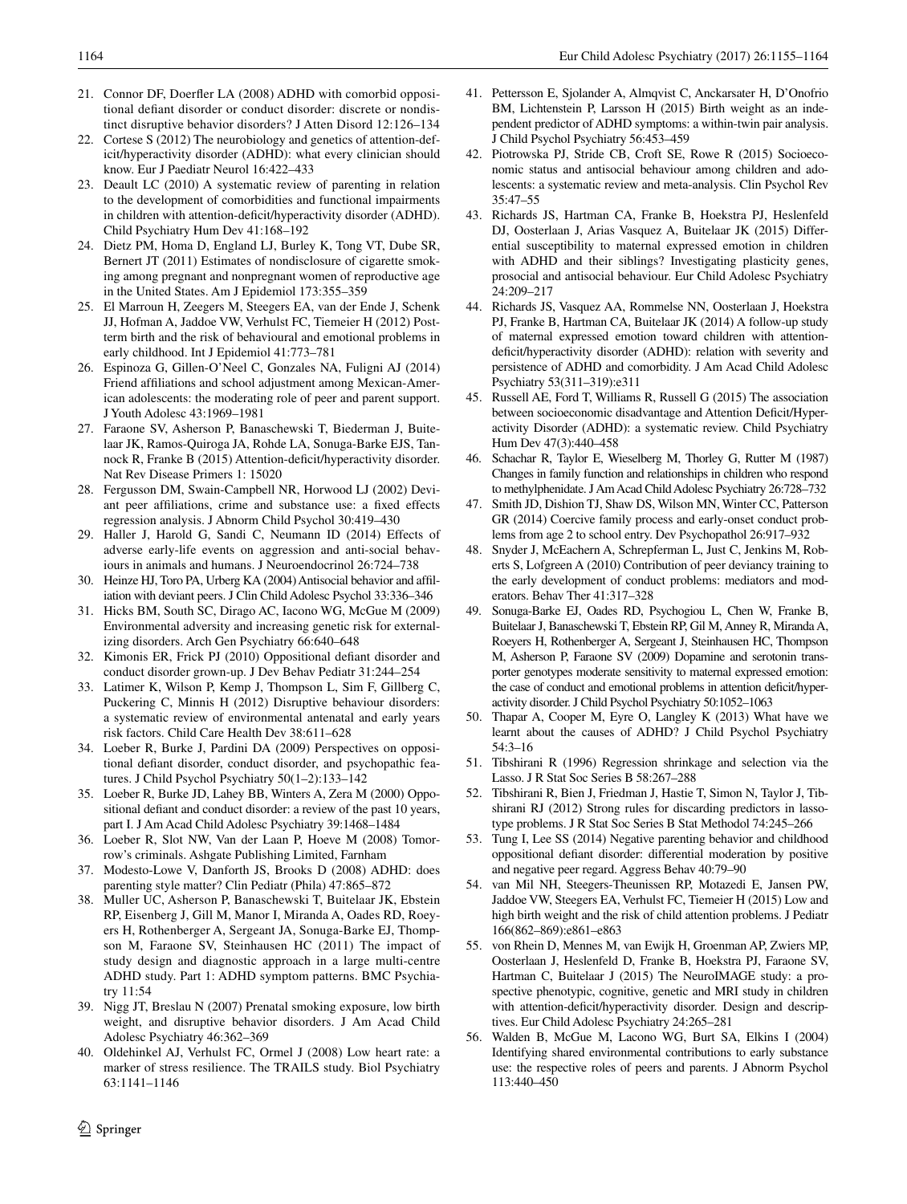21. Connor DF, Doerfler LA (2008) ADHD with comorbid oppositional defiant disorder or conduct disorder: discrete or nondistinct disruptive behavior disorders? J Atten Disord 12:126–134
22. Cortese S (2012) The neurobiology and genetics of attention-deficit/hyperactivity disorder (ADHD): what every clinician should know. Eur J Paediatr Neurol 16:422–433
23. Deault LC (2010) A systematic review of parenting in relation to the development of comorbidities and functional impairments in children with attention-deficit/hyperactivity disorder (ADHD). Child Psychiatry Hum Dev 41:168–192
24. Dietz PM, Homa D, England LJ, Burley K, Tong VT, Dube SR, Bernert JT (2011) Estimates of nondisclosure of cigarette smoking among pregnant and nonpregnant women of reproductive age in the United States. Am J Epidemiol 173:355–359
25. El Marroun H, Zeegers M, Steegers EA, van der Ende J, Schenk JJ, Hofman A, Jaddoe VW, Verhulst FC, Tiemeier H (2012) Post-term birth and the risk of behavioural and emotional problems in early childhood. Int J Epidemiol 41:773–781
26. Espinoza G, Gillen-O'Neel C, Gonzales NA, Fuligni AJ (2014) Friend affiliations and school adjustment among Mexican-American adolescents: the moderating role of peer and parent support. J Youth Adolesc 43:1969–1981
27. Faraone SV, Asherson P, Banaschewski T, Biederman J, Buitelaar JK, Ramos-Quiroga JA, Rohde LA, Sonuga-Barke EJS, Tannock R, Franke B (2015) Attention-deficit/hyperactivity disorder. Nat Rev Disease Primers 1: 15020
28. Fergusson DM, Swain-Campbell NR, Horwood LJ (2002) Deviant peer affiliations, crime and substance use: a fixed effects regression analysis. J Abnorm Child Psychol 30:419–430
29. Haller J, Harold G, Sandi C, Neumann ID (2014) Effects of adverse early-life events on aggression and anti-social behaviours in animals and humans. J Neuroendocrinol 26:724–738
30. Heinze HJ, Toro PA, Urberg KA (2004) Antisocial behavior and affiliation with deviant peers. J Clin Child Adolesc Psychol 33:336–346
31. Hicks BM, South SC, Dirago AC, Iacono WG, McGue M (2009) Environmental adversity and increasing genetic risk for externalizing disorders. Arch Gen Psychiatry 66:640–648
32. Kimonis ER, Frick PJ (2010) Oppositional defiant disorder and conduct disorder grown-up. J Dev Behav Pediatr 31:244–254
33. Latimer K, Wilson P, Kemp J, Thompson L, Sim F, Gillberg C, Puckering C, Minnis H (2012) Disruptive behaviour disorders: a systematic review of environmental antenatal and early years risk factors. Child Care Health Dev 38:611–628
34. Loeber R, Burke J, Pardini DA (2009) Perspectives on oppositional defiant disorder, conduct disorder, and psychopathic features. J Child Psychol Psychiatry 50(1–2):133–142
35. Loeber R, Burke JD, Lahey BB, Winters A, Zera M (2000) Oppositional defiant and conduct disorder: a review of the past 10 years, part I. J Am Acad Child Adolesc Psychiatry 39:1468–1484
36. Loeber R, Slot NW, Van der Laan P, Hoeve M (2008) Tomorrow's criminals. Ashgate Publishing Limited, Farnham
37. Modesto-Lowe V, Danforth JS, Brooks D (2008) ADHD: does parenting style matter? Clin Pediatr (Phila) 47:865–872
38. Muller UC, Asherson P, Banaschewski T, Buitelaar JK, Ebstein RP, Eisenberg J, Gill M, Manor I, Miranda A, Oades RD, Roeyers H, Rothenberger A, Sergeant JA, Sonuga-Barke EJ, Thompson M, Faraone SV, Steinhausen HC (2011) The impact of study design and diagnostic approach in a large multi-centre ADHD study. Part 1: ADHD symptom patterns. BMC Psychiatry 11:54
39. Nigg JT, Breslau N (2007) Prenatal smoking exposure, low birth weight, and disruptive behavior disorders. J Am Acad Child Adolesc Psychiatry 46:362–369
40. Oldehinkel AJ, Verhulst FC, Ormel J (2008) Low heart rate: a marker of stress resilience. The TRAILS study. Biol Psychiatry 63:1141–1146
41. Pettersson E, Sjolander A, Almqvist C, Anckarsater H, D'Onofrio BM, Lichtenstein P, Larsson H (2015) Birth weight as an independent predictor of ADHD symptoms: a within-twin pair analysis. J Child Psychol Psychiatry 56:453–459
42. Piotrowska PJ, Stride CB, Croft SE, Rowe R (2015) Socioeconomic status and antisocial behaviour among children and adolescents: a systematic review and meta-analysis. Clin Psychol Rev 35:47–55
43. Richards JS, Hartman CA, Franke B, Hoekstra PJ, Heslenfeld DJ, Oosterlaan J, Arias Vasquez A, Buitelaar JK (2015) Differential susceptibility to maternal expressed emotion in children with ADHD and their siblings? Investigating plasticity genes, prosocial and antisocial behaviour. Eur Child Adolesc Psychiatry 24:209–217
44. Richards JS, Vasquez AA, Rommelse NN, Oosterlaan J, Hoekstra PJ, Franke B, Hartman CA, Buitelaar JK (2014) A follow-up study of maternal expressed emotion toward children with attention-deficit/hyperactivity disorder (ADHD): relation with severity and persistence of ADHD and comorbidity. J Am Acad Child Adolesc Psychiatry 53(311–319):e311
45. Russell AE, Ford T, Williams R, Russell G (2015) The association between socioeconomic disadvantage and Attention Deficit/Hyperactivity Disorder (ADHD): a systematic review. Child Psychiatry Hum Dev 47(3):440–458
46. Schachar R, Taylor E, Wieselberg M, Thorley G, Rutter M (1987) Changes in family function and relationships in children who respond to methylphenidate. J Am Acad Child Adolesc Psychiatry 26:728–732
47. Smith JD, Dishion TJ, Shaw DS, Wilson MN, Winter CC, Patterson GR (2014) Coercive family process and early-onset conduct problems from age 2 to school entry. Dev Psychopathol 26:917–932
48. Snyder J, McEachern A, Schrepferman L, Just C, Jenkins M, Roberts S, Lofgreen A (2010) Contribution of peer deviancy training to the early development of conduct problems: mediators and moderators. Behav Ther 41:317–328
49. Sonuga-Barke EJ, Oades RD, Psychogiou L, Chen W, Franke B, Buitelaar J, Banaschewski T, Ebstein RP, Gil M, Anney R, Miranda A, Roeyers H, Rothenberger A, Sergeant J, Steinhausen HC, Thompson M, Asherson P, Faraone SV (2009) Dopamine and serotonin transporter genotypes moderate sensitivity to maternal expressed emotion: the case of conduct and emotional problems in attention deficit/hyperactivity disorder. J Child Psychol Psychiatry 50:1052–1063
50. Thapar A, Cooper M, Eyre O, Langley K (2013) What have we learnt about the causes of ADHD? J Child Psychol Psychiatry 54:3–16
51. Tibshirani R (1996) Regression shrinkage and selection via the Lasso. J R Stat Soc Series B 58:267–288
52. Tibshirani R, Bien J, Friedman J, Hastie T, Simon N, Taylor J, Tibshirani RJ (2012) Strong rules for discarding predictors in lasso-type problems. J R Stat Soc Series B Stat Methodol 74:245–266
53. Tung I, Lee SS (2014) Negative parenting behavior and childhood oppositional defiant disorder: differential moderation by positive and negative peer regard. Aggress Behav 40:79–90
54. van Mil NH, Steegers-Theunissen RP, Motazedi E, Jansen PW, Jaddoe VW, Steegers EA, Verhulst FC, Tiemeier H (2015) Low and high birth weight and the risk of child attention problems. J Pediatr 166(862–869):e861–e863
55. von Rhein D, Mennes M, van Ewijk H, Groenman AP, Zwiers MP, Oosterlaan J, Heslenfeld D, Franke B, Hoekstra PJ, Faraone SV, Hartman C, Buitelaar J (2015) The NeuroIMAGE study: a prospective phenotypic, cognitive, genetic and MRI study in children with attention-deficit/hyperactivity disorder. Design and descriptives. Eur Child Adolesc Psychiatry 24:265–281
56. Walden B, McGue M, Iacono WG, Burt SA, Elkins I (2004) Identifying shared environmental contributions to early substance use: the respective roles of peers and parents. J Abnorm Psychol 113:440–450